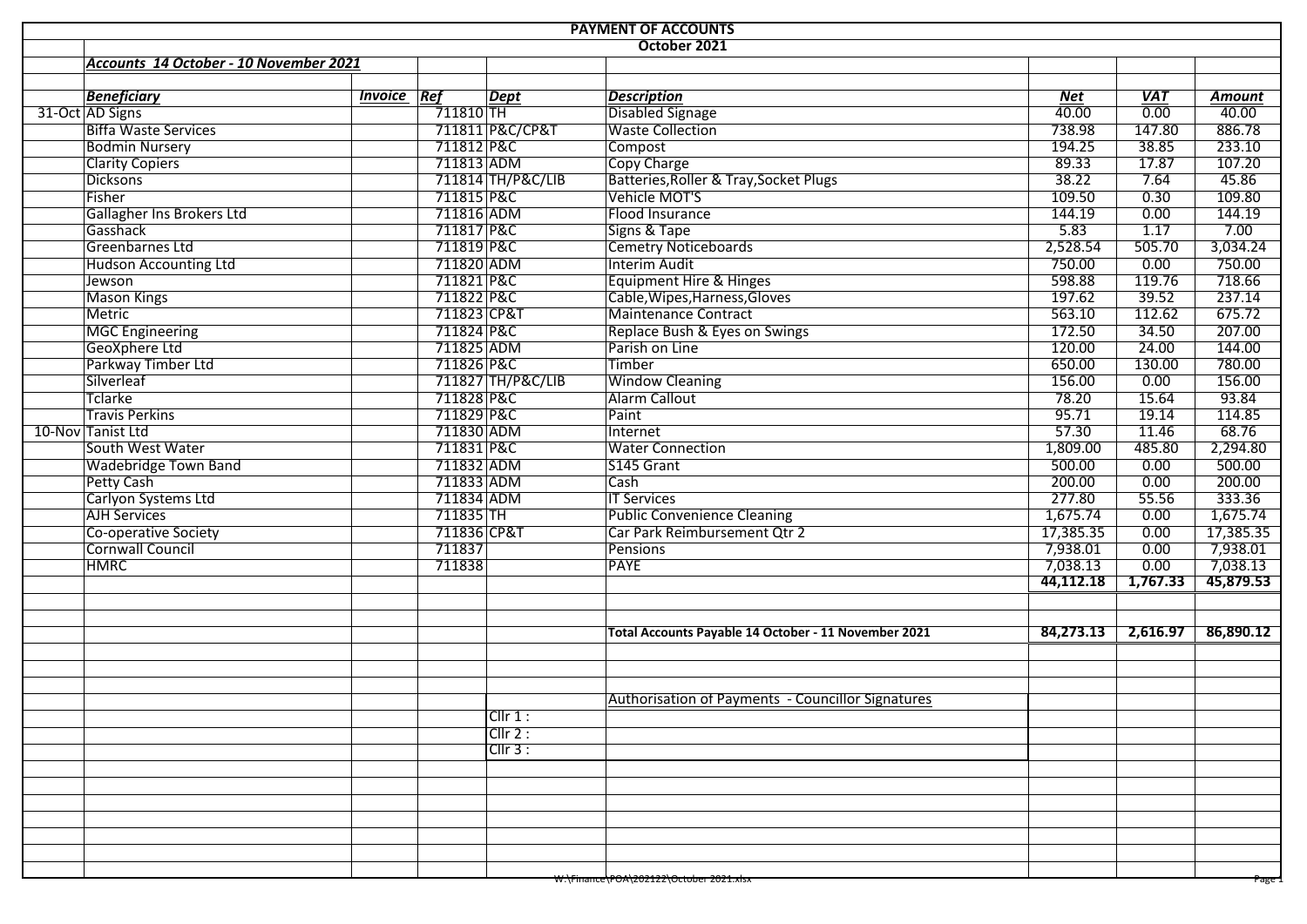# PAYMENT OF ACCOUNTS

## October 2021

***Accounts 14 October - 10 November 2021***

| | ***Beneficiary*** | ***Invoice*** | ***Ref*** | ***Dept*** | ***Description*** | ***Net*** | ***VAT*** | ***Amount*** |
|---|---|---|---|---|---|---|---|---|
| 31-Oct | AD Signs | | 711810 | TH | Disabled Signage | 40.00 | 0.00 | 40.00 |
| | Biffa Waste Services | | 711811 | P&C/CP&T | Waste Collection | 738.98 | 147.80 | 886.78 |
| | Bodmin Nursery | | 711812 | P&C | Compost | 194.25 | 38.85 | 233.10 |
| | Clarity Copiers | | 711813 | ADM | Copy Charge | 89.33 | 17.87 | 107.20 |
| | Dicksons | | 711814 | TH/P&C/LIB | Batteries,Roller & Tray,Socket Plugs | 38.22 | 7.64 | 45.86 |
| | Fisher | | 711815 | P&C | Vehicle MOT'S | 109.50 | 0.30 | 109.80 |
| | Gallagher Ins Brokers Ltd | | 711816 | ADM | Flood Insurance | 144.19 | 0.00 | 144.19 |
| | Gasshack | | 711817 | P&C | Signs & Tape | 5.83 | 1.17 | 7.00 |
| | Greenbarnes Ltd | | 711819 | P&C | Cemetry Noticeboards | 2,528.54 | 505.70 | 3,034.24 |
| | Hudson Accounting Ltd | | 711820 | ADM | Interim Audit | 750.00 | 0.00 | 750.00 |
| | Jewson | | 711821 | P&C | Equipment Hire & Hinges | 598.88 | 119.76 | 718.66 |
| | Mason Kings | | 711822 | P&C | Cable,Wipes,Harness,Gloves | 197.62 | 39.52 | 237.14 |
| | Metric | | 711823 | CP&T | Maintenance Contract | 563.10 | 112.62 | 675.72 |
| | MGC Engineering | | 711824 | P&C | Replace Bush & Eyes on Swings | 172.50 | 34.50 | 207.00 |
| | GeoXphere Ltd | | 711825 | ADM | Parish on Line | 120.00 | 24.00 | 144.00 |
| | Parkway Timber Ltd | | 711826 | P&C | Timber | 650.00 | 130.00 | 780.00 |
| | Silverleaf | | 711827 | TH/P&C/LIB | Window Cleaning | 156.00 | 0.00 | 156.00 |
| | Tclarke | | 711828 | P&C | Alarm Callout | 78.20 | 15.64 | 93.84 |
| | Travis Perkins | | 711829 | P&C | Paint | 95.71 | 19.14 | 114.85 |
| 10-Nov | Tanist Ltd | | 711830 | ADM | Internet | 57.30 | 11.46 | 68.76 |
| | South West Water | | 711831 | P&C | Water Connection | 1,809.00 | 485.80 | 2,294.80 |
| | Wadebridge Town Band | | 711832 | ADM | S145 Grant | 500.00 | 0.00 | 500.00 |
| | Petty Cash | | 711833 | ADM | Cash | 200.00 | 0.00 | 200.00 |
| | Carlyon Systems Ltd | | 711834 | ADM | IT Services | 277.80 | 55.56 | 333.36 |
| | AJH Services | | 711835 | TH | Public Convenience Cleaning | 1,675.74 | 0.00 | 1,675.74 |
| | Co-operative Society | | 711836 | CP&T | Car Park Reimbursement Qtr 2 | 17,385.35 | 0.00 | 17,385.35 |
| | Cornwall Council | | 711837 | | Pensions | 7,938.01 | 0.00 | 7,938.01 |
| | HMRC | | 711838 | | PAYE | 7,038.13 | 0.00 | 7,038.13 |
| | | | | | | **44,112.18** | **1,767.33** | **45,879.53** |
| | | | | | **Total Accounts Payable 14 October - 11 November 2021** | **84,273.13** | **2,616.97** | **86,890.12** |

Authorisation of Payments - Councillor Signatures

Cllr 1 :

Cllr 2 :

Cllr 3 :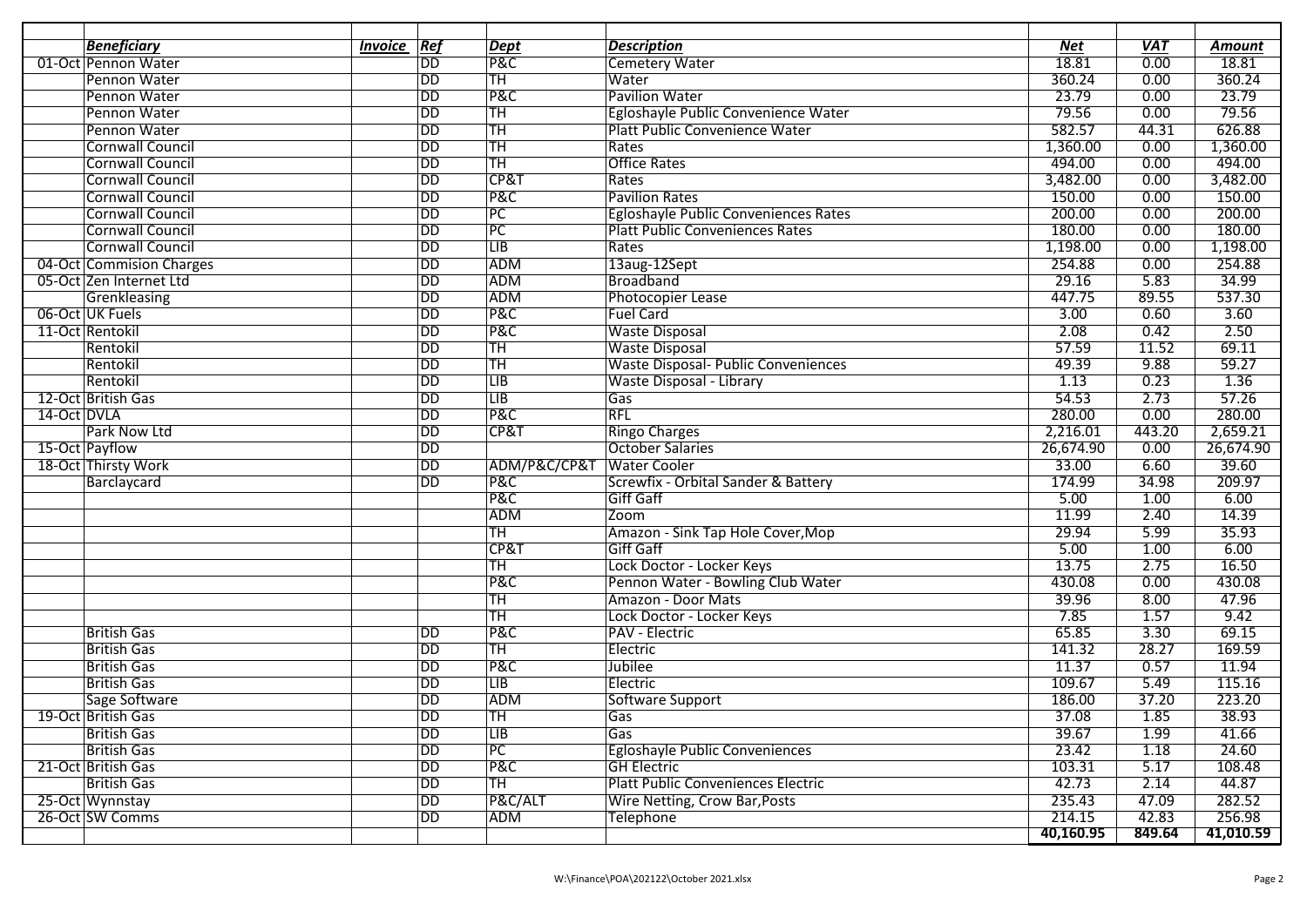| | Beneficiary | Invoice | Ref | Dept | Description | Net | VAT | Amount |
|---|---|---|---|---|---|---|---|---|
| 01-Oct | Pennon Water | | DD | P&C | Cemetery Water | 18.81 | 0.00 | 18.81 |
| | Pennon Water | | DD | TH | Water | 360.24 | 0.00 | 360.24 |
| | Pennon Water | | DD | P&C | Pavilion Water | 23.79 | 0.00 | 23.79 |
| | Pennon Water | | DD | TH | Egloshayle Public Convenience Water | 79.56 | 0.00 | 79.56 |
| | Pennon Water | | DD | TH | Platt Public Convenience Water | 582.57 | 44.31 | 626.88 |
| | Cornwall Council | | DD | TH | Rates | 1,360.00 | 0.00 | 1,360.00 |
| | Cornwall Council | | DD | TH | Office Rates | 494.00 | 0.00 | 494.00 |
| | Cornwall Council | | DD | CP&T | Rates | 3,482.00 | 0.00 | 3,482.00 |
| | Cornwall Council | | DD | P&C | Pavilion Rates | 150.00 | 0.00 | 150.00 |
| | Cornwall Council | | DD | PC | Egloshayle Public Conveniences Rates | 200.00 | 0.00 | 200.00 |
| | Cornwall Council | | DD | PC | Platt Public Conveniences Rates | 180.00 | 0.00 | 180.00 |
| | Cornwall Council | | DD | LIB | Rates | 1,198.00 | 0.00 | 1,198.00 |
| 04-Oct | Commision Charges | | DD | ADM | 13aug-12Sept | 254.88 | 0.00 | 254.88 |
| 05-Oct | Zen Internet Ltd | | DD | ADM | Broadband | 29.16 | 5.83 | 34.99 |
| | Grenkleasing | | DD | ADM | Photocopier Lease | 447.75 | 89.55 | 537.30 |
| 06-Oct | UK Fuels | | DD | P&C | Fuel Card | 3.00 | 0.60 | 3.60 |
| 11-Oct | Rentokil | | DD | P&C | Waste Disposal | 2.08 | 0.42 | 2.50 |
| | Rentokil | | DD | TH | Waste Disposal | 57.59 | 11.52 | 69.11 |
| | Rentokil | | DD | TH | Waste Disposal- Public Conveniences | 49.39 | 9.88 | 59.27 |
| | Rentokil | | DD | LIB | Waste Disposal - Library | 1.13 | 0.23 | 1.36 |
| 12-Oct | British Gas | | DD | LIB | Gas | 54.53 | 2.73 | 57.26 |
| 14-Oct | DVLA | | DD | P&C | RFL | 280.00 | 0.00 | 280.00 |
| | Park Now Ltd | | DD | CP&T | Ringo Charges | 2,216.01 | 443.20 | 2,659.21 |
| 15-Oct | Payflow | | DD | | October Salaries | 26,674.90 | 0.00 | 26,674.90 |
| 18-Oct | Thirsty Work | | DD | ADM/P&C/CP&T | Water Cooler | 33.00 | 6.60 | 39.60 |
| | Barclaycard | | DD | P&C | Screwfix - Orbital Sander & Battery | 174.99 | 34.98 | 209.97 |
| | | | | P&C | Giff Gaff | 5.00 | 1.00 | 6.00 |
| | | | | ADM | Zoom | 11.99 | 2.40 | 14.39 |
| | | | | TH | Amazon - Sink Tap Hole Cover,Mop | 29.94 | 5.99 | 35.93 |
| | | | | CP&T | Giff Gaff | 5.00 | 1.00 | 6.00 |
| | | | | TH | Lock Doctor - Locker Keys | 13.75 | 2.75 | 16.50 |
| | | | | P&C | Pennon Water - Bowling Club Water | 430.08 | 0.00 | 430.08 |
| | | | | TH | Amazon - Door Mats | 39.96 | 8.00 | 47.96 |
| | | | | TH | Lock Doctor - Locker Keys | 7.85 | 1.57 | 9.42 |
| | British Gas | | DD | P&C | PAV - Electric | 65.85 | 3.30 | 69.15 |
| | British Gas | | DD | TH | Electric | 141.32 | 28.27 | 169.59 |
| | British Gas | | DD | P&C | Jubilee | 11.37 | 0.57 | 11.94 |
| | British Gas | | DD | LIB | Electric | 109.67 | 5.49 | 115.16 |
| | Sage Software | | DD | ADM | Software Support | 186.00 | 37.20 | 223.20 |
| 19-Oct | British Gas | | DD | TH | Gas | 37.08 | 1.85 | 38.93 |
| | British Gas | | DD | LIB | Gas | 39.67 | 1.99 | 41.66 |
| | British Gas | | DD | PC | Egloshayle Public Conveniences | 23.42 | 1.18 | 24.60 |
| 21-Oct | British Gas | | DD | P&C | GH Electric | 103.31 | 5.17 | 108.48 |
| | British Gas | | DD | TH | Platt Public Conveniences Electric | 42.73 | 2.14 | 44.87 |
| 25-Oct | Wynnstay | | DD | P&C/ALT | Wire Netting, Crow Bar,Posts | 235.43 | 47.09 | 282.52 |
| 26-Oct | SW Comms | | DD | ADM | Telephone | 214.15 | 42.83 | 256.98 |
| | | | | | | **40,160.95** | **849.64** | **41,010.59** |

W:\Finance\POA\202122\October 2021.xlsx